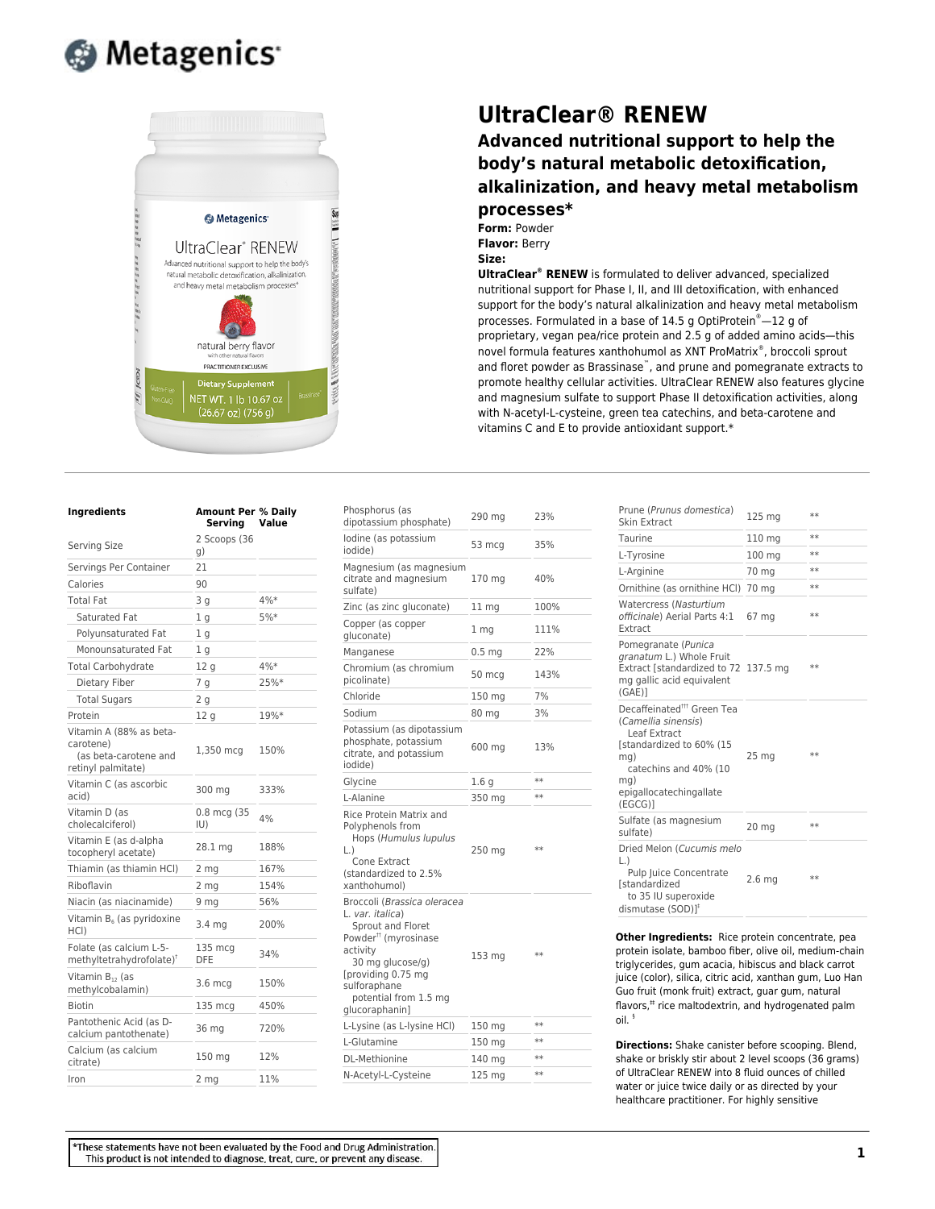Metagenics

# UltraClear® RENEW

## Advanced nutritional support to help the body's natural metabolic detoxification, alkalinization, and heavy metal metabolism processes*

**Form:** Powder
**Flavor:** Berry
**Size:**

**UltraClear® RENEW** is formulated to deliver advanced, specialized nutritional support for Phase I, II, and III detoxification, with enhanced support for the body's natural alkalinization and heavy metal metabolism processes. Formulated in a base of 14.5 g OptiProtein®—12 g of proprietary, vegan pea/rice protein and 2.5 g of added amino acids—this novel formula features xanthohumol as XNT ProMatrix®, broccoli sprout and floret powder as Brassinase™, and prune and pomegranate extracts to promote healthy cellular activities. UltraClear RENEW also features glycine and magnesium sulfate to support Phase II detoxification activities, along with N-acetyl-L-cysteine, green tea catechins, and beta-carotene and vitamins C and E to provide antioxidant support.*

| Ingredients | Amount Per Serving | % Daily Value |
|---|---|---|
| Serving Size | 2 Scoops (36 g) | |
| Servings Per Container | 21 | |
| Calories | 90 | |
| Total Fat | 3 g | 4%* |
| Saturated Fat | 1 g | 5%* |
| Polyunsaturated Fat | 1 g | |
| Monounsaturated Fat | 1 g | |
| Total Carbohydrate | 12 g | 4%* |
| Dietary Fiber | 7 g | 25%* |
| Total Sugars | 2 g | |
| Protein | 12 g | 19%* |
| Vitamin A (88% as beta-carotene) (as beta-carotene and retinyl palmitate) | 1,350 mcg | 150% |
| Vitamin C (as ascorbic acid) | 300 mg | 333% |
| Vitamin D (as cholecalciferol) | 0.8 mcg (35 IU) | 4% |
| Vitamin E (as d-alpha tocopheryl acetate) | 28.1 mg | 188% |
| Thiamin (as thiamin HCl) | 2 mg | 167% |
| Riboflavin | 2 mg | 154% |
| Niacin (as niacinamide) | 9 mg | 56% |
| Vitamin $B_6$ (as pyridoxine HCl) | 3.4 mg | 200% |
| Folate (as calcium L-5-methyltetrahydrofolate)† | 135 mcg DFE | 34% |
| Vitamin $B_{12}$ (as methylcobalamin) | 3.6 mcg | 150% |
| Biotin | 135 mcg | 450% |
| Pantothenic Acid (as D-calcium pantothenate) | 36 mg | 720% |
| Calcium (as calcium citrate) | 150 mg | 12% |
| Iron | 2 mg | 11% |
| Phosphorus (as dipotassium phosphate) | 290 mg | 23% |
| Iodine (as potassium iodide) | 53 mcg | 35% |
| Magnesium (as magnesium citrate and magnesium sulfate) | 170 mg | 40% |
| Zinc (as zinc gluconate) | 11 mg | 100% |
| Copper (as copper gluconate) | 1 mg | 111% |
| Manganese | 0.5 mg | 22% |
| Chromium (as chromium picolinate) | 50 mcg | 143% |
| Chloride | 150 mg | 7% |
| Sodium | 80 mg | 3% |
| Potassium (as dipotassium phosphate, potassium citrate, and potassium iodide) | 600 mg | 13% |
| Glycine | 1.6 g | ** |
| L-Alanine | 350 mg | ** |
| Rice Protein Matrix and Polyphenols from Hops (*Humulus lupulus* L.) Cone Extract (standardized to 2.5% xanthohumol) | 250 mg | ** |
| Broccoli (*Brassica oleracea* L. *var. italica*) Sprout and Floret Powder†† (myrosinase activity 30 mg glucose/g) [providing 0.75 mg sulforaphane potential from 1.5 mg glucoraphanin] | 153 mg | ** |
| L-Lysine (as L-lysine HCl) | 150 mg | ** |
| L-Glutamine | 150 mg | ** |
| DL-Methionine | 140 mg | ** |
| N-Acetyl-L-Cysteine | 125 mg | ** |
| Prune (*Prunus domestica*) Skin Extract | 125 mg | ** |
| Taurine | 110 mg | ** |
| L-Tyrosine | 100 mg | ** |
| L-Arginine | 70 mg | ** |
| Ornithine (as ornithine HCl) | 70 mg | ** |
| Watercress (*Nasturtium officinale*) Aerial Parts 4:1 Extract | 67 mg | ** |
| Pomegranate (*Punica granatum* L.) Whole Fruit Extract [standardized to 72 mg gallic acid equivalent (GAE)] | 137.5 mg | ** |
| Decaffeinated††† Green Tea (*Camellia sinensis*) Leaf Extract [standardized to 60% (15 mg) catechins and 40% (10 mg) epigallocatechingallate (EGCG)] | 25 mg | ** |
| Sulfate (as magnesium sulfate) | 20 mg | ** |
| Dried Melon (*Cucumis melo* L.) Pulp Juice Concentrate [standardized to 35 IU superoxide dismutase (SOD)]† | 2.6 mg | ** |

**Other Ingredients:** Rice protein concentrate, pea protein isolate, bamboo fiber, olive oil, medium-chain triglycerides, gum acacia, hibiscus and black carrot juice (color), silica, citric acid, xanthan gum, Luo Han Guo fruit (monk fruit) extract, guar gum, natural flavors,‡ rice maltodextrin, and hydrogenated palm oil. §

**Directions:** Shake canister before scooping. Blend, shake or briskly stir about 2 level scoops (36 grams) of UltraClear RENEW into 8 fluid ounces of chilled water or juice twice daily or as directed by your healthcare practitioner. For highly sensitive

*These statements have not been evaluated by the Food and Drug Administration. This product is not intended to diagnose, treat, cure, or prevent any disease.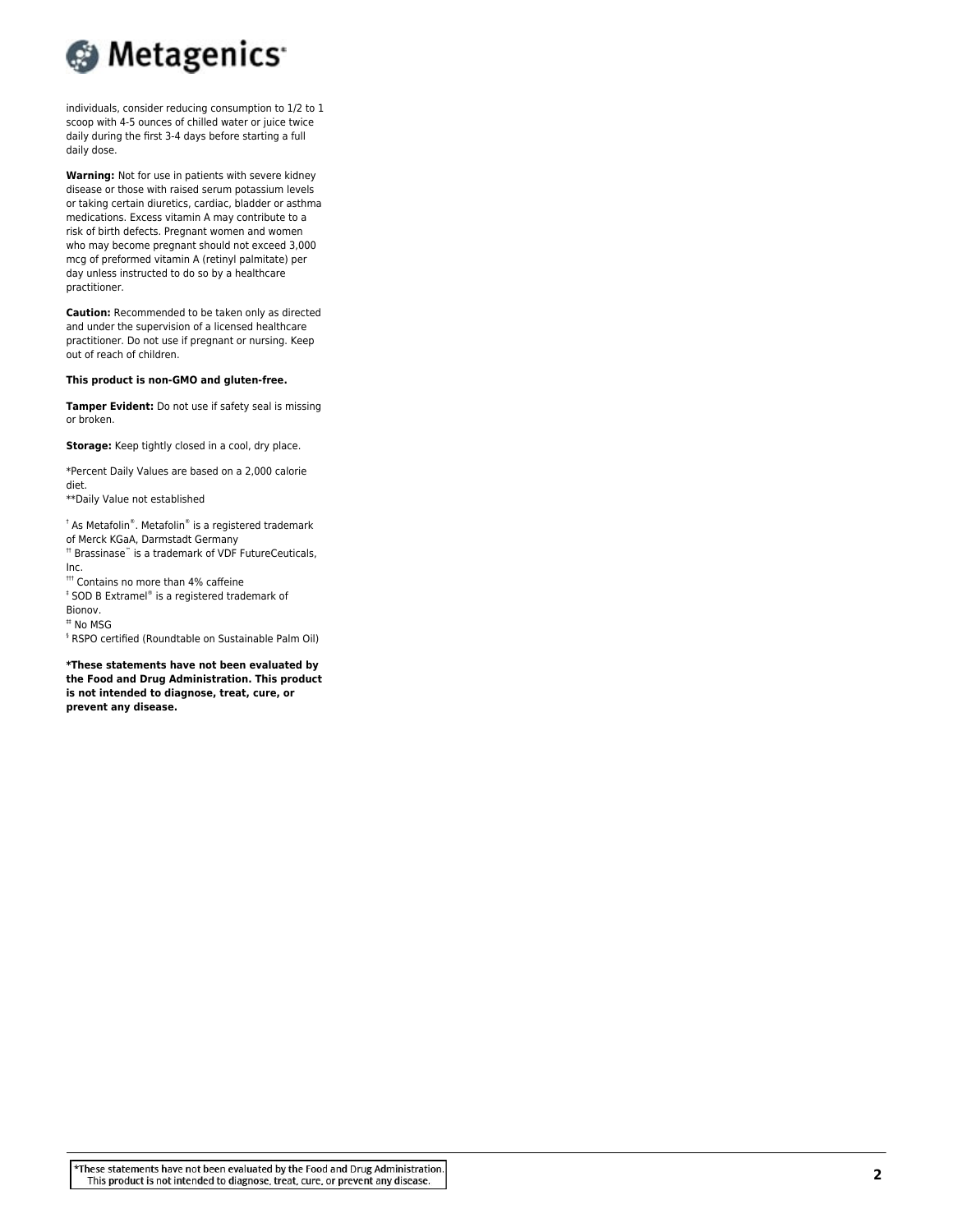individuals, consider reducing consumption to 1/2 to 1 scoop with 4-5 ounces of chilled water or juice twice daily during the first 3-4 days before starting a full daily dose.

**Warning:** Not for use in patients with severe kidney disease or those with raised serum potassium levels or taking certain diuretics, cardiac, bladder or asthma medications. Excess vitamin A may contribute to a risk of birth defects. Pregnant women and women who may become pregnant should not exceed 3,000 mcg of preformed vitamin A (retinyl palmitate) per day unless instructed to do so by a healthcare practitioner.

**Caution:** Recommended to be taken only as directed and under the supervision of a licensed healthcare practitioner. Do not use if pregnant or nursing. Keep out of reach of children.

**This product is non-GMO and gluten-free.**

**Tamper Evident:** Do not use if safety seal is missing or broken.

**Storage:** Keep tightly closed in a cool, dry place.

*Percent Daily Values are based on a 2,000 calorie diet.
**Daily Value not established

† As Metafolin®. Metafolin® is a registered trademark of Merck KGaA, Darmstadt Germany
†† Brassinase™ is a trademark of VDF FutureCeuticals, Inc.
††† Contains no more than 4% caffeine
‡ SOD B Extramel® is a registered trademark of Bionov.
‡‡ No MSG
§ RSPO certified (Roundtable on Sustainable Palm Oil)

**\*These statements have not been evaluated by the Food and Drug Administration. This product is not intended to diagnose, treat, cure, or prevent any disease.**